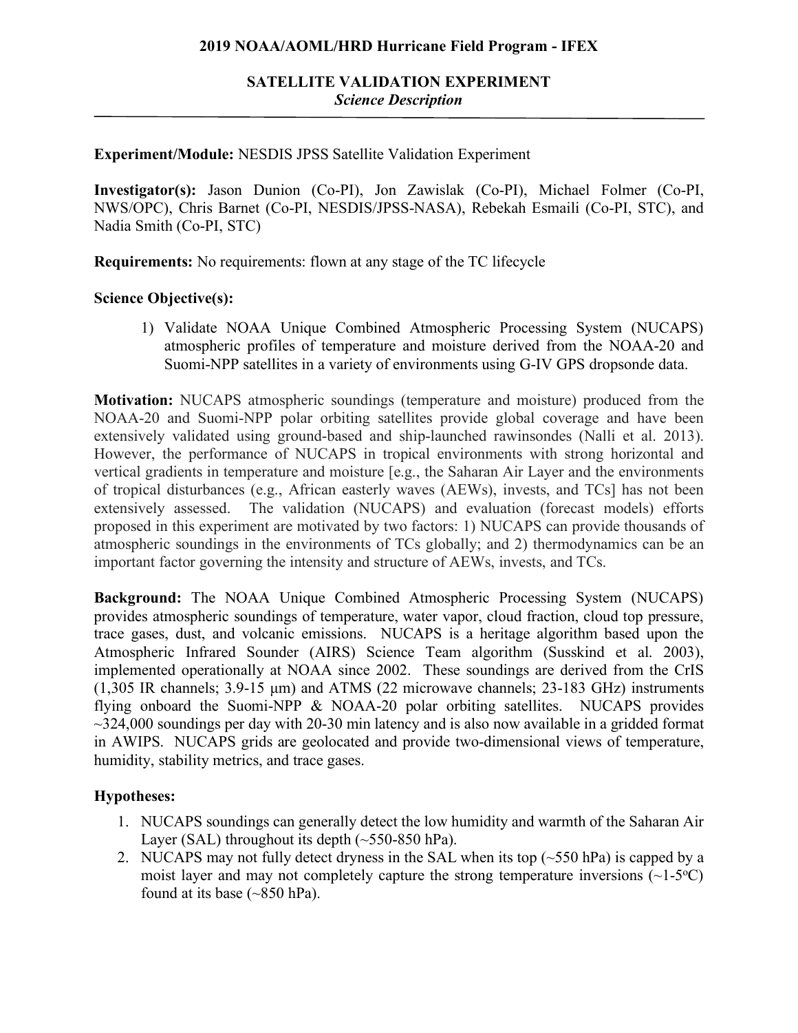**2019 NOAA/AOML/HRD Hurricane Field Program - IFEX**

# SATELLITE VALIDATION EXPERIMENT

*Science Description*

---

**Experiment/Module:** NESDIS JPSS Satellite Validation Experiment

**Investigator(s):** Jason Dunion (Co-PI), Jon Zawislak (Co-PI), Michael Folmer (Co-PI, NWS/OPC), Chris Barnet (Co-PI, NESDIS/JPSS-NASA), Rebekah Esmaili (Co-PI, STC), and Nadia Smith (Co-PI, STC)

**Requirements:** No requirements: flown at any stage of the TC lifecycle

**Science Objective(s):**

1) Validate NOAA Unique Combined Atmospheric Processing System (NUCAPS) atmospheric profiles of temperature and moisture derived from the NOAA-20 and Suomi-NPP satellites in a variety of environments using G-IV GPS dropsonde data.

**Motivation:** NUCAPS atmospheric soundings (temperature and moisture) produced from the NOAA-20 and Suomi-NPP polar orbiting satellites provide global coverage and have been extensively validated using ground-based and ship-launched rawinsondes (Nalli et al. 2013). However, the performance of NUCAPS in tropical environments with strong horizontal and vertical gradients in temperature and moisture [e.g., the Saharan Air Layer and the environments of tropical disturbances (e.g., African easterly waves (AEWs), invests, and TCs] has not been extensively assessed. The validation (NUCAPS) and evaluation (forecast models) efforts proposed in this experiment are motivated by two factors: 1) NUCAPS can provide thousands of atmospheric soundings in the environments of TCs globally; and 2) thermodynamics can be an important factor governing the intensity and structure of AEWs, invests, and TCs.

**Background:** The NOAA Unique Combined Atmospheric Processing System (NUCAPS) provides atmospheric soundings of temperature, water vapor, cloud fraction, cloud top pressure, trace gases, dust, and volcanic emissions. NUCAPS is a heritage algorithm based upon the Atmospheric Infrared Sounder (AIRS) Science Team algorithm (Susskind et al. 2003), implemented operationally at NOAA since 2002. These soundings are derived from the CrIS (1,305 IR channels; 3.9-15 μm) and ATMS (22 microwave channels; 23-183 GHz) instruments flying onboard the Suomi-NPP & NOAA-20 polar orbiting satellites. NUCAPS provides ~324,000 soundings per day with 20-30 min latency and is also now available in a gridded format in AWIPS. NUCAPS grids are geolocated and provide two-dimensional views of temperature, humidity, stability metrics, and trace gases.

**Hypotheses:**

1. NUCAPS soundings can generally detect the low humidity and warmth of the Saharan Air Layer (SAL) throughout its depth (~550-850 hPa).
2. NUCAPS may not fully detect dryness in the SAL when its top (~550 hPa) is capped by a moist layer and may not completely capture the strong temperature inversions (~1-5$^{o}$C) found at its base (~850 hPa).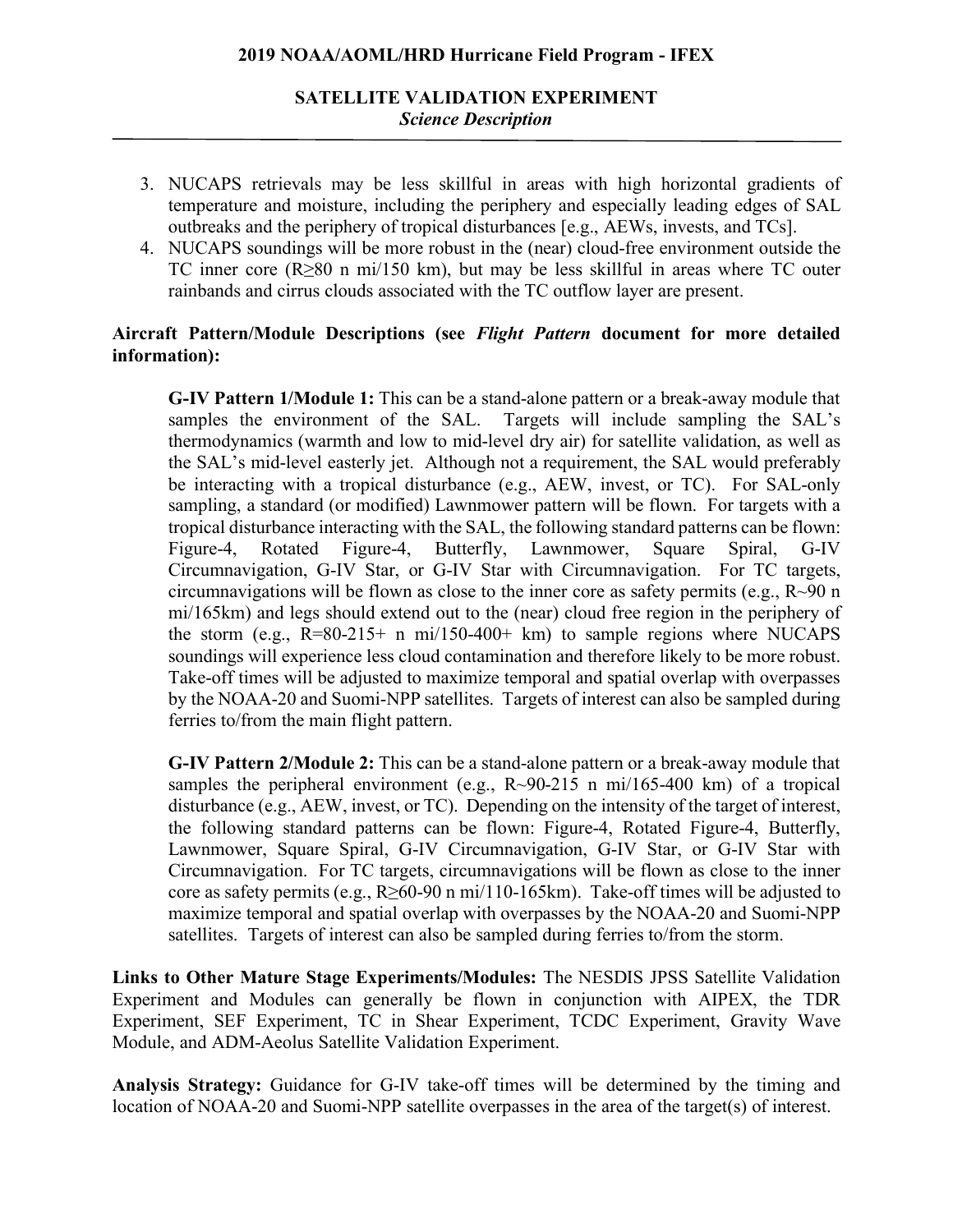3. NUCAPS retrievals may be less skillful in areas with high horizontal gradients of temperature and moisture, including the periphery and especially leading edges of SAL outbreaks and the periphery of tropical disturbances [e.g., AEWs, invests, and TCs].
4. NUCAPS soundings will be more robust in the (near) cloud-free environment outside the TC inner core (R≥80 n mi/150 km), but may be less skillful in areas where TC outer rainbands and cirrus clouds associated with the TC outflow layer are present.

**Aircraft Pattern/Module Descriptions (see *Flight Pattern* document for more detailed information):**

> **G-IV Pattern 1/Module 1:** This can be a stand-alone pattern or a break-away module that samples the environment of the SAL. Targets will include sampling the SAL's thermodynamics (warmth and low to mid-level dry air) for satellite validation, as well as the SAL's mid-level easterly jet. Although not a requirement, the SAL would preferably be interacting with a tropical disturbance (e.g., AEW, invest, or TC). For SAL-only sampling, a standard (or modified) Lawnmower pattern will be flown. For targets with a tropical disturbance interacting with the SAL, the following standard patterns can be flown: Figure-4, Rotated Figure-4, Butterfly, Lawnmower, Square Spiral, G-IV Circumnavigation, G-IV Star, or G-IV Star with Circumnavigation. For TC targets, circumnavigations will be flown as close to the inner core as safety permits (e.g., R~90 n mi/165km) and legs should extend out to the (near) cloud free region in the periphery of the storm (e.g., R=80-215+ n mi/150-400+ km) to sample regions where NUCAPS soundings will experience less cloud contamination and therefore likely to be more robust. Take-off times will be adjusted to maximize temporal and spatial overlap with overpasses by the NOAA-20 and Suomi-NPP satellites. Targets of interest can also be sampled during ferries to/from the main flight pattern.
>
> **G-IV Pattern 2/Module 2:** This can be a stand-alone pattern or a break-away module that samples the peripheral environment (e.g., R~90-215 n mi/165-400 km) of a tropical disturbance (e.g., AEW, invest, or TC). Depending on the intensity of the target of interest, the following standard patterns can be flown: Figure-4, Rotated Figure-4, Butterfly, Lawnmower, Square Spiral, G-IV Circumnavigation, G-IV Star, or G-IV Star with Circumnavigation. For TC targets, circumnavigations will be flown as close to the inner core as safety permits (e.g., R≥60-90 n mi/110-165km). Take-off times will be adjusted to maximize temporal and spatial overlap with overpasses by the NOAA-20 and Suomi-NPP satellites. Targets of interest can also be sampled during ferries to/from the storm.

**Links to Other Mature Stage Experiments/Modules:** The NESDIS JPSS Satellite Validation Experiment and Modules can generally be flown in conjunction with AIPEX, the TDR Experiment, SEF Experiment, TC in Shear Experiment, TCDC Experiment, Gravity Wave Module, and ADM-Aeolus Satellite Validation Experiment.

**Analysis Strategy:** Guidance for G-IV take-off times will be determined by the timing and location of NOAA-20 and Suomi-NPP satellite overpasses in the area of the target(s) of interest.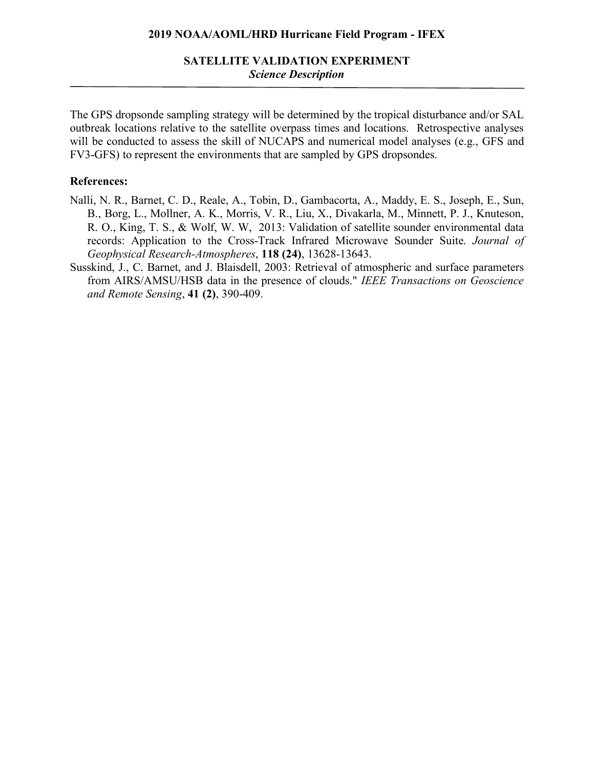The GPS dropsonde sampling strategy will be determined by the tropical disturbance and/or SAL outbreak locations relative to the satellite overpass times and locations. Retrospective analyses will be conducted to assess the skill of NUCAPS and numerical model analyses (e.g., GFS and FV3-GFS) to represent the environments that are sampled by GPS dropsondes.

**References:**

Nalli, N. R., Barnet, C. D., Reale, A., Tobin, D., Gambacorta, A., Maddy, E. S., Joseph, E., Sun, B., Borg, L., Mollner, A. K., Morris, V. R., Liu, X., Divakarla, M., Minnett, P. J., Knuteson, R. O., King, T. S., & Wolf, W. W, 2013: Validation of satellite sounder environmental data records: Application to the Cross-Track Infrared Microwave Sounder Suite. *Journal of Geophysical Research-Atmospheres*, **118 (24)**, 13628-13643.

Susskind, J., C. Barnet, and J. Blaisdell, 2003: Retrieval of atmospheric and surface parameters from AIRS/AMSU/HSB data in the presence of clouds." *IEEE Transactions on Geoscience and Remote Sensing*, **41 (2)**, 390-409.